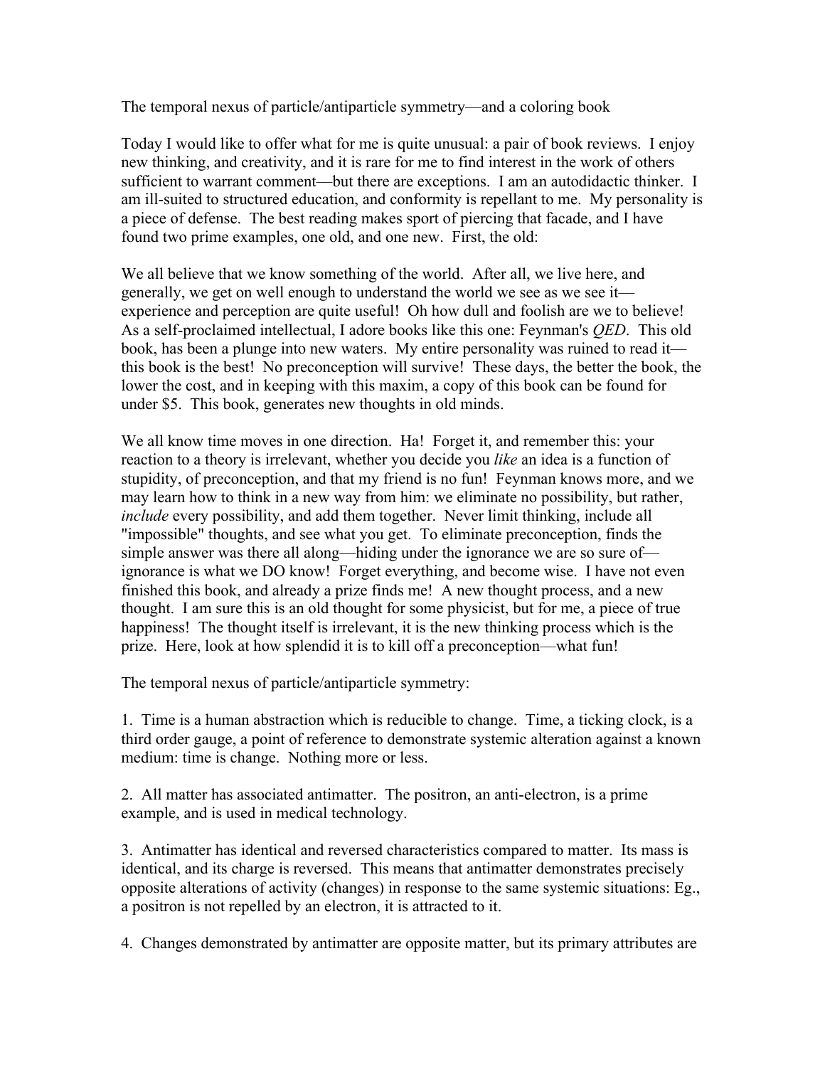The temporal nexus of particle/antiparticle symmetry—and a coloring book

Today I would like to offer what for me is quite unusual: a pair of book reviews. I enjoy new thinking, and creativity, and it is rare for me to find interest in the work of others sufficient to warrant comment—but there are exceptions. I am an autodidactic thinker. I am ill-suited to structured education, and conformity is repellant to me. My personality is a piece of defense. The best reading makes sport of piercing that facade, and I have found two prime examples, one old, and one new. First, the old:

We all believe that we know something of the world. After all, we live here, and generally, we get on well enough to understand the world we see as we see it—experience and perception are quite useful! Oh how dull and foolish are we to believe! As a self-proclaimed intellectual, I adore books like this one: Feynman's *QED*. This old book, has been a plunge into new waters. My entire personality was ruined to read it—this book is the best! No preconception will survive! These days, the better the book, the lower the cost, and in keeping with this maxim, a copy of this book can be found for under $5. This book, generates new thoughts in old minds.

We all know time moves in one direction. Ha! Forget it, and remember this: your reaction to a theory is irrelevant, whether you decide you *like* an idea is a function of stupidity, of preconception, and that my friend is no fun! Feynman knows more, and we may learn how to think in a new way from him: we eliminate no possibility, but rather, *include* every possibility, and add them together. Never limit thinking, include all "impossible" thoughts, and see what you get. To eliminate preconception, finds the simple answer was there all along—hiding under the ignorance we are so sure of—ignorance is what we DO know! Forget everything, and become wise. I have not even finished this book, and already a prize finds me! A new thought process, and a new thought. I am sure this is an old thought for some physicist, but for me, a piece of true happiness! The thought itself is irrelevant, it is the new thinking process which is the prize. Here, look at how splendid it is to kill off a preconception—what fun!

The temporal nexus of particle/antiparticle symmetry:

1. Time is a human abstraction which is reducible to change. Time, a ticking clock, is a third order gauge, a point of reference to demonstrate systemic alteration against a known medium: time is change. Nothing more or less.

2. All matter has associated antimatter. The positron, an anti-electron, is a prime example, and is used in medical technology.

3. Antimatter has identical and reversed characteristics compared to matter. Its mass is identical, and its charge is reversed. This means that antimatter demonstrates precisely opposite alterations of activity (changes) in response to the same systemic situations: Eg., a positron is not repelled by an electron, it is attracted to it.

4. Changes demonstrated by antimatter are opposite matter, but its primary attributes are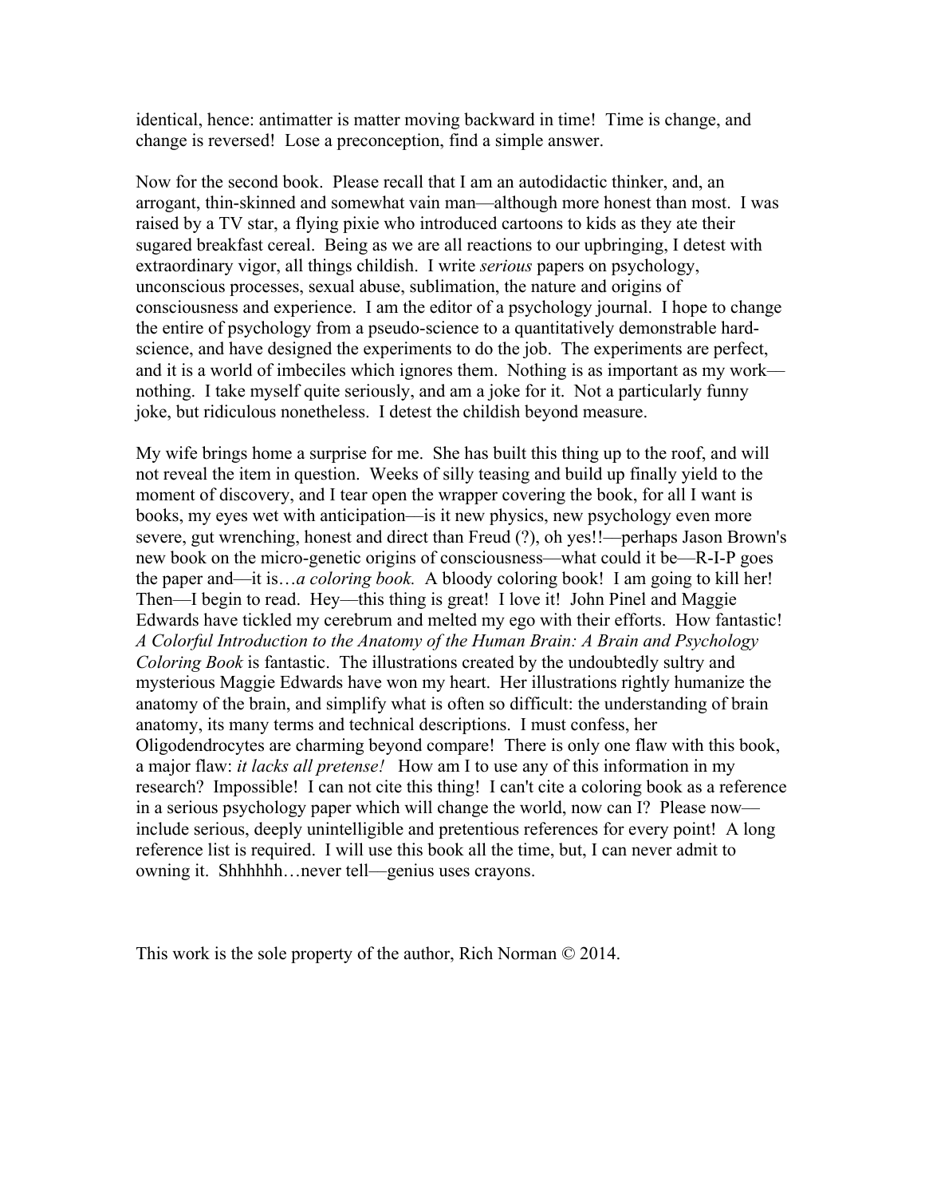identical, hence: antimatter is matter moving backward in time! Time is change, and change is reversed! Lose a preconception, find a simple answer.

Now for the second book. Please recall that I am an autodidactic thinker, and, an arrogant, thin-skinned and somewhat vain man—although more honest than most. I was raised by a TV star, a flying pixie who introduced cartoons to kids as they ate their sugared breakfast cereal. Being as we are all reactions to our upbringing, I detest with extraordinary vigor, all things childish. I write *serious* papers on psychology, unconscious processes, sexual abuse, sublimation, the nature and origins of consciousness and experience. I am the editor of a psychology journal. I hope to change the entire of psychology from a pseudo-science to a quantitatively demonstrable hard-science, and have designed the experiments to do the job. The experiments are perfect, and it is a world of imbeciles which ignores them. Nothing is as important as my work—nothing. I take myself quite seriously, and am a joke for it. Not a particularly funny joke, but ridiculous nonetheless. I detest the childish beyond measure.

My wife brings home a surprise for me. She has built this thing up to the roof, and will not reveal the item in question. Weeks of silly teasing and build up finally yield to the moment of discovery, and I tear open the wrapper covering the book, for all I want is books, my eyes wet with anticipation—is it new physics, new psychology even more severe, gut wrenching, honest and direct than Freud (?), oh yes!!—perhaps Jason Brown's new book on the micro-genetic origins of consciousness—what could it be—R-I-P goes the paper and—it is…*a coloring book.* A bloody coloring book! I am going to kill her! Then—I begin to read. Hey—this thing is great! I love it! John Pinel and Maggie Edwards have tickled my cerebrum and melted my ego with their efforts. How fantastic! *A Colorful Introduction to the Anatomy of the Human Brain: A Brain and Psychology Coloring Book* is fantastic. The illustrations created by the undoubtedly sultry and mysterious Maggie Edwards have won my heart. Her illustrations rightly humanize the anatomy of the brain, and simplify what is often so difficult: the understanding of brain anatomy, its many terms and technical descriptions. I must confess, her Oligodendrocytes are charming beyond compare! There is only one flaw with this book, a major flaw: *it lacks all pretense!* How am I to use any of this information in my research? Impossible! I can not cite this thing! I can't cite a coloring book as a reference in a serious psychology paper which will change the world, now can I? Please now—include serious, deeply unintelligible and pretentious references for every point! A long reference list is required. I will use this book all the time, but, I can never admit to owning it. Shhhhhh…never tell—genius uses crayons.

This work is the sole property of the author, Rich Norman © 2014.